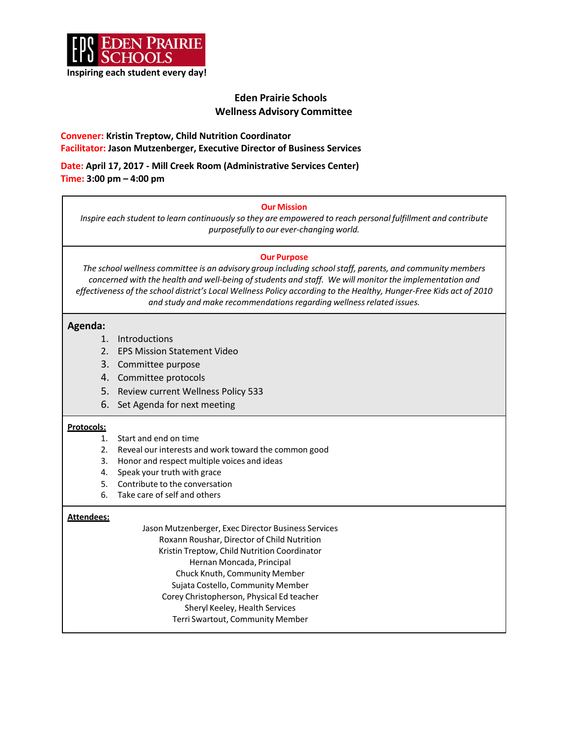EDEN PRAIRIE SCHOOLS

**Inspiring each student every day!**

# Eden Prairie Schools
## Wellness Advisory Committee

**Convener: Kristin Treptow, Child Nutrition Coordinator**
**Facilitator: Jason Mutzenberger, Executive Director of Business Services**

**Date: April 17, 2017 - Mill Creek Room (Administrative Services Center)**
**Time: 3:00 pm – 4:00 pm**

**Our Mission**

*Inspire each student to learn continuously so they are empowered to reach personal fulfillment and contribute purposefully to our ever-changing world.*

**Our Purpose**

*The school wellness committee is an advisory group including school staff, parents, and community members concerned with the health and well-being of students and staff. We will monitor the implementation and effectiveness of the school district's Local Wellness Policy according to the Healthy, Hunger-Free Kids act of 2010 and study and make recommendations regarding wellness related issues.*

**Agenda:**

1. Introductions
2. EPS Mission Statement Video
3. Committee purpose
4. Committee protocols
5. Review current Wellness Policy 533
6. Set Agenda for next meeting

**Protocols:**

1. Start and end on time
2. Reveal our interests and work toward the common good
3. Honor and respect multiple voices and ideas
4. Speak your truth with grace
5. Contribute to the conversation
6. Take care of self and others

**Attendees:**

Jason Mutzenberger, Exec Director Business Services
Roxann Roushar, Director of Child Nutrition
Kristin Treptow, Child Nutrition Coordinator
Hernan Moncada, Principal
Chuck Knuth, Community Member
Sujata Costello, Community Member
Corey Christopherson, Physical Ed teacher
Sheryl Keeley, Health Services
Terri Swartout, Community Member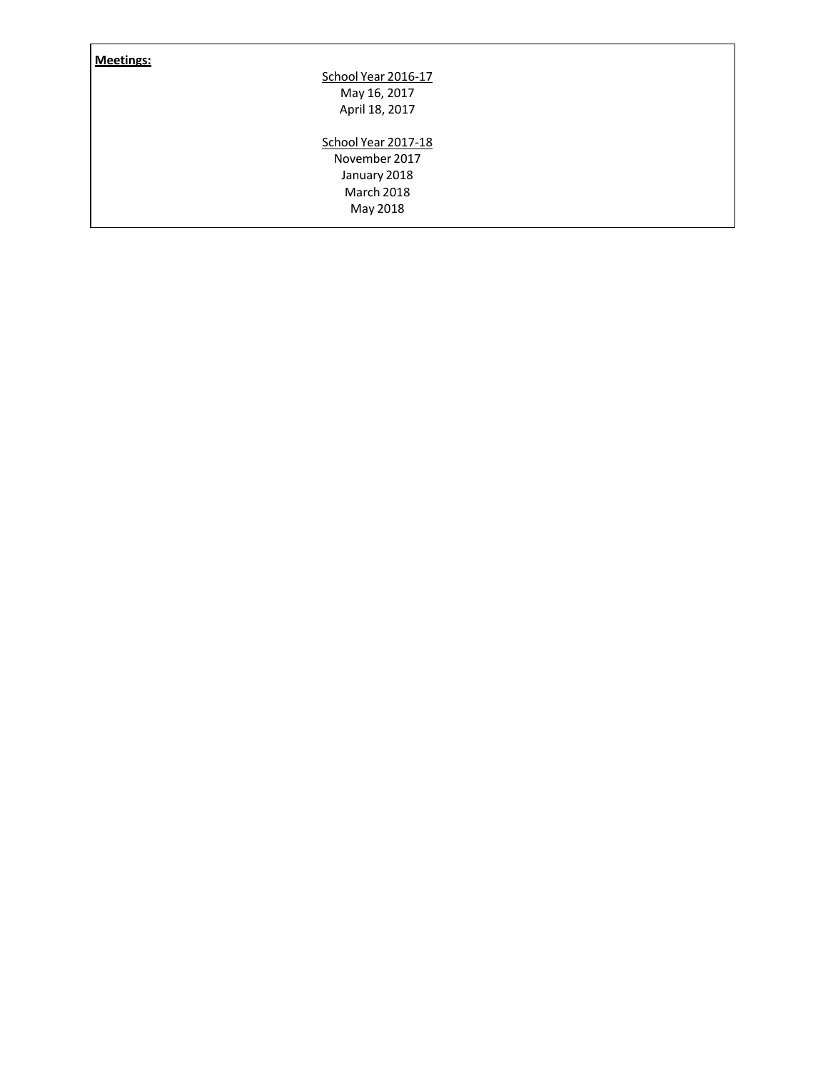**<u>Meetings:</u>**

<u>School Year 2016-17</u>
May 16, 2017
April 18, 2017

<u>School Year 2017-18</u>
November 2017
January 2018
March 2018
May 2018